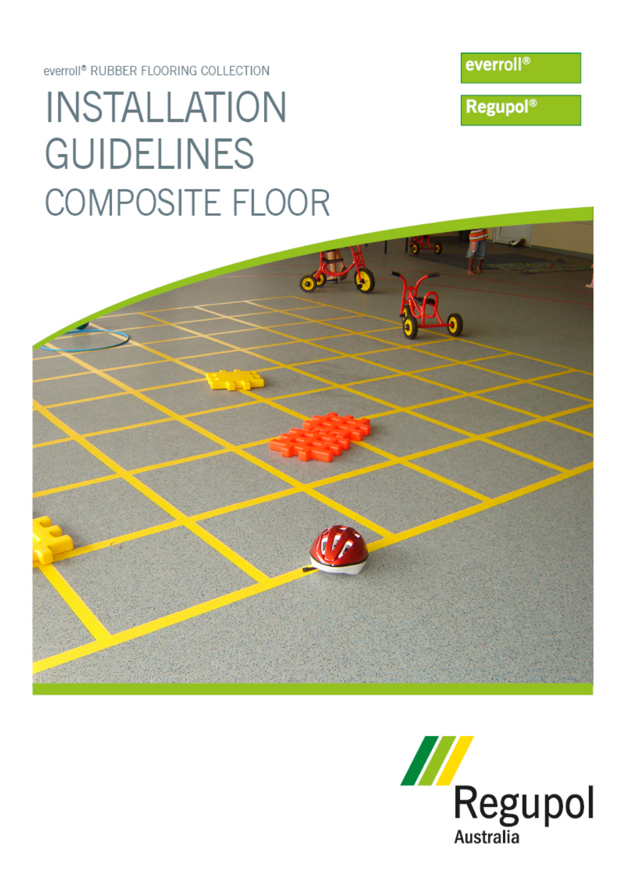everroll® RUBBER FLOORING COLLECTION

# INSTALLATION GUIDELINES

## COMPOSITE FLOOR

everroll®

Regupol®

Regupol Australia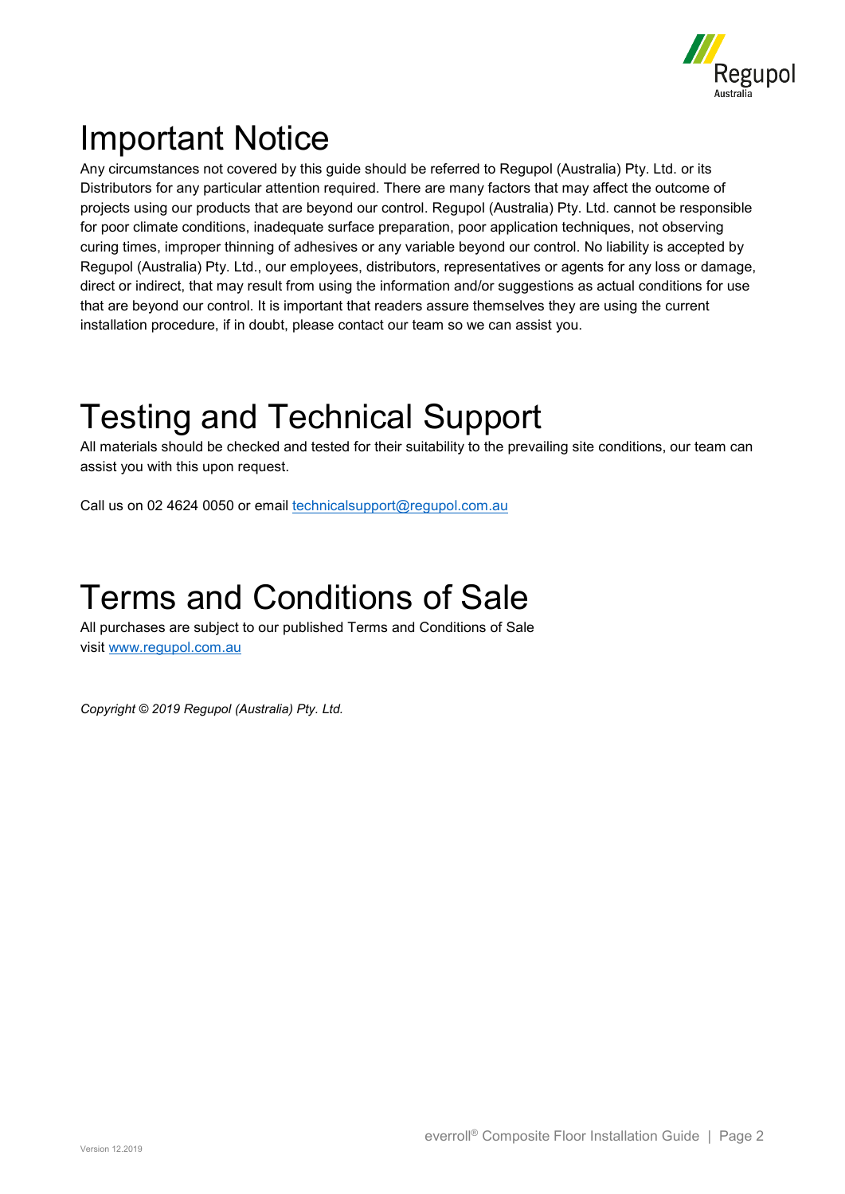# Important Notice

Any circumstances not covered by this guide should be referred to Regupol (Australia) Pty. Ltd. or its Distributors for any particular attention required. There are many factors that may affect the outcome of projects using our products that are beyond our control. Regupol (Australia) Pty. Ltd. cannot be responsible for poor climate conditions, inadequate surface preparation, poor application techniques, not observing curing times, improper thinning of adhesives or any variable beyond our control. No liability is accepted by Regupol (Australia) Pty. Ltd., our employees, distributors, representatives or agents for any loss or damage, direct or indirect, that may result from using the information and/or suggestions as actual conditions for use that are beyond our control. It is important that readers assure themselves they are using the current installation procedure, if in doubt, please contact our team so we can assist you.

# Testing and Technical Support

All materials should be checked and tested for their suitability to the prevailing site conditions, our team can assist you with this upon request.

Call us on 02 4624 0050 or email technicalsupport@regupol.com.au

# Terms and Conditions of Sale

All purchases are subject to our published Terms and Conditions of Sale visit www.regupol.com.au

*Copyright © 2019 Regupol (Australia) Pty. Ltd.*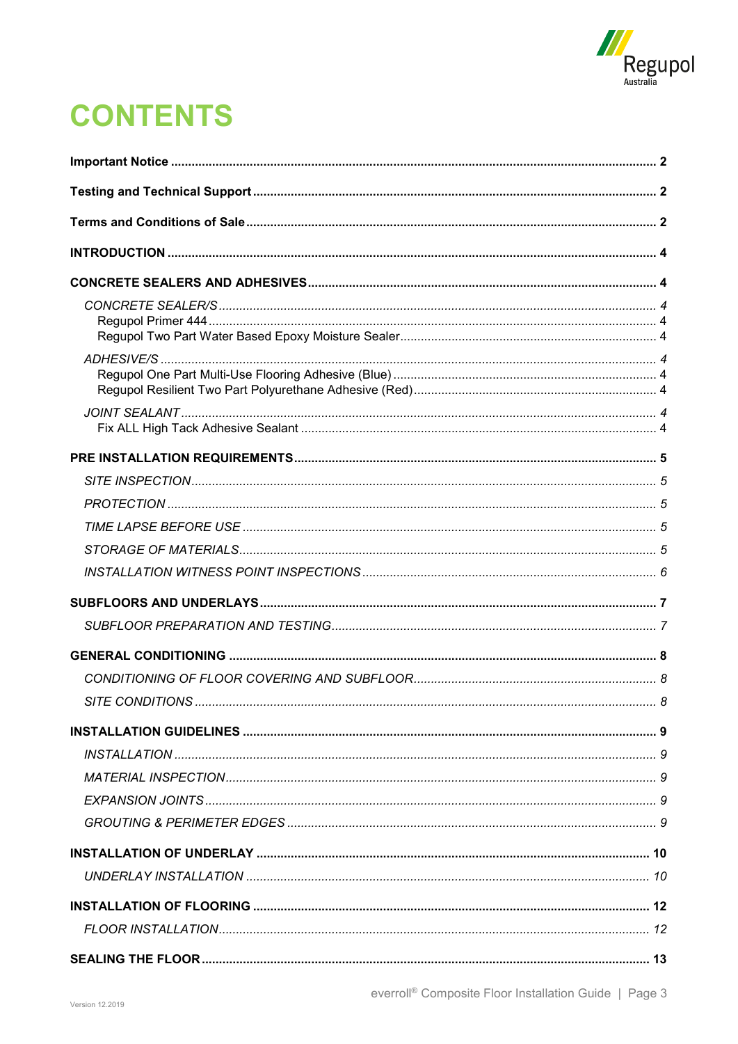# CONTENTS

**Important Notice** .......... 2

**Testing and Technical Support** .......... 2

**Terms and Conditions of Sale** .......... 2

**INTRODUCTION** .......... 4

**CONCRETE SEALERS AND ADHESIVES** .......... 4

- *CONCRETE SEALER/S* .......... 4
  - Regupol Primer 444 .......... 4
  - Regupol Two Part Water Based Epoxy Moisture Sealer .......... 4
- *ADHESIVE/S* .......... 4
  - Regupol One Part Multi-Use Flooring Adhesive (Blue) .......... 4
  - Regupol Resilient Two Part Polyurethane Adhesive (Red) .......... 4
- *JOINT SEALANT* .......... 4
  - Fix ALL High Tack Adhesive Sealant .......... 4

**PRE INSTALLATION REQUIREMENTS** .......... 5

- *SITE INSPECTION* .......... 5
- *PROTECTION* .......... 5
- *TIME LAPSE BEFORE USE* .......... 5
- *STORAGE OF MATERIALS* .......... 5
- *INSTALLATION WITNESS POINT INSPECTIONS* .......... 6

**SUBFLOORS AND UNDERLAYS** .......... 7

- *SUBFLOOR PREPARATION AND TESTING* .......... 7

**GENERAL CONDITIONING** .......... 8

- *CONDITIONING OF FLOOR COVERING AND SUBFLOOR* .......... 8
- *SITE CONDITIONS* .......... 8

**INSTALLATION GUIDELINES** .......... 9

- *INSTALLATION* .......... 9
- *MATERIAL INSPECTION* .......... 9
- *EXPANSION JOINTS* .......... 9
- *GROUTING & PERIMETER EDGES* .......... 9

**INSTALLATION OF UNDERLAY** .......... 10

- *UNDERLAY INSTALLATION* .......... 10

**INSTALLATION OF FLOORING** .......... 12

- *FLOOR INSTALLATION* .......... 12

**SEALING THE FLOOR** .......... 13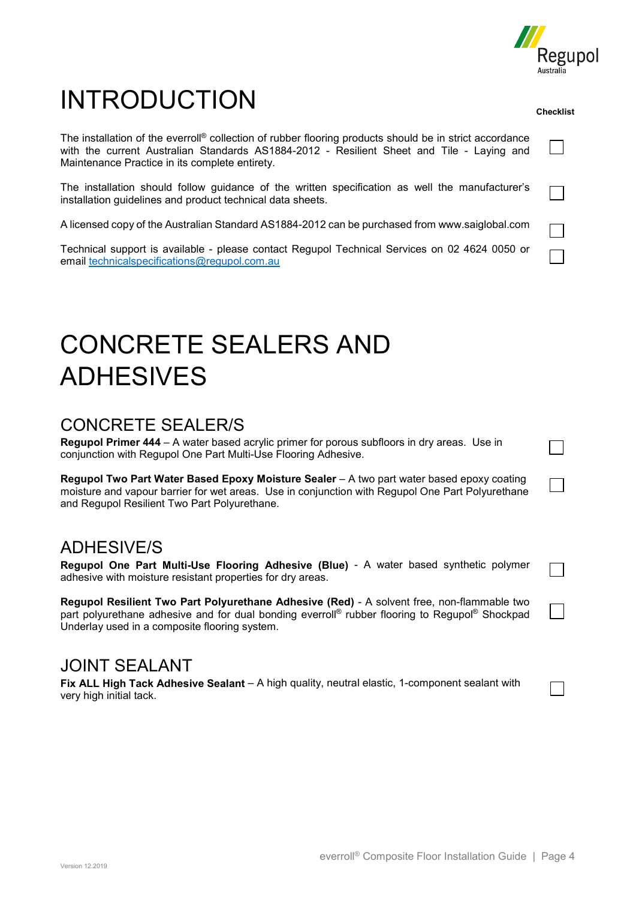# INTRODUCTION

Checklist

The installation of the everroll® collection of rubber flooring products should be in strict accordance with the current Australian Standards AS1884-2012 - Resilient Sheet and Tile - Laying and Maintenance Practice in its complete entirety. ☐

The installation should follow guidance of the written specification as well the manufacturer's installation guidelines and product technical data sheets. ☐

A licensed copy of the Australian Standard AS1884-2012 can be purchased from www.saiglobal.com ☐

Technical support is available - please contact Regupol Technical Services on 02 4624 0050 or email technicalspecifications@regupol.com.au ☐

# CONCRETE SEALERS AND ADHESIVES

## CONCRETE SEALER/S

**Regupol Primer 444** – A water based acrylic primer for porous subfloors in dry areas. Use in conjunction with Regupol One Part Multi-Use Flooring Adhesive. ☐

**Regupol Two Part Water Based Epoxy Moisture Sealer** – A two part water based epoxy coating moisture and vapour barrier for wet areas. Use in conjunction with Regupol One Part Polyurethane and Regupol Resilient Two Part Polyurethane. ☐

## ADHESIVE/S

**Regupol One Part Multi-Use Flooring Adhesive (Blue)** - A water based synthetic polymer adhesive with moisture resistant properties for dry areas. ☐

**Regupol Resilient Two Part Polyurethane Adhesive (Red)** - A solvent free, non-flammable two part polyurethane adhesive and for dual bonding everroll® rubber flooring to Regupol® Shockpad Underlay used in a composite flooring system. ☐

## JOINT SEALANT

**Fix ALL High Tack Adhesive Sealant** – A high quality, neutral elastic, 1-component sealant with very high initial tack. ☐

Version 12.2019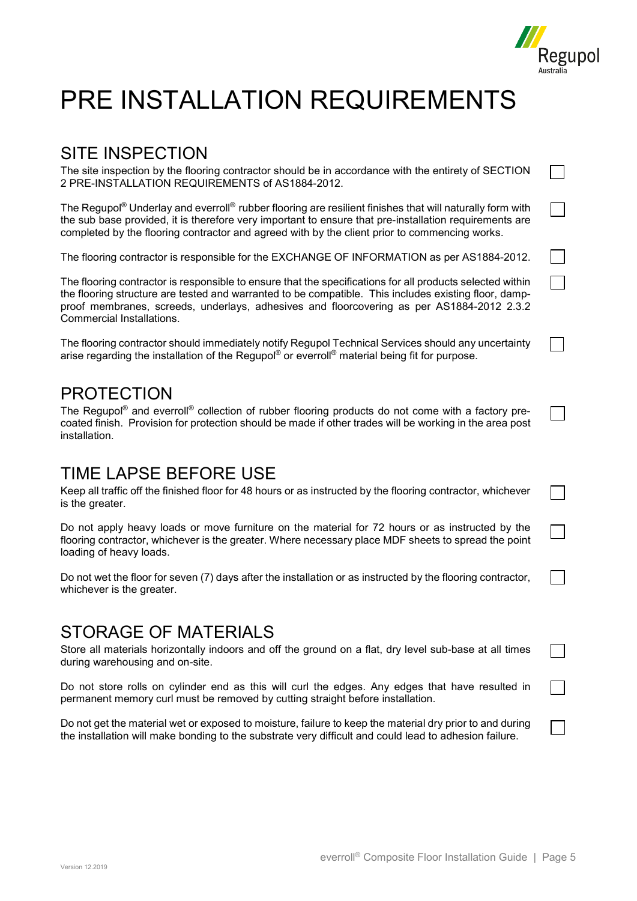# PRE INSTALLATION REQUIREMENTS

## SITE INSPECTION

The site inspection by the flooring contractor should be in accordance with the entirety of SECTION 2 PRE-INSTALLATION REQUIREMENTS of AS1884-2012. ☐

The Regupol® Underlay and everroll® rubber flooring are resilient finishes that will naturally form with the sub base provided, it is therefore very important to ensure that pre-installation requirements are completed by the flooring contractor and agreed with by the client prior to commencing works. ☐

The flooring contractor is responsible for the EXCHANGE OF INFORMATION as per AS1884-2012. ☐

The flooring contractor is responsible to ensure that the specifications for all products selected within the flooring structure are tested and warranted to be compatible. This includes existing floor, damp-proof membranes, screeds, underlays, adhesives and floorcovering as per AS1884-2012 2.3.2 Commercial Installations. ☐

The flooring contractor should immediately notify Regupol Technical Services should any uncertainty arise regarding the installation of the Regupol® or everroll® material being fit for purpose. ☐

## PROTECTION

The Regupol® and everroll® collection of rubber flooring products do not come with a factory pre-coated finish. Provision for protection should be made if other trades will be working in the area post installation. ☐

## TIME LAPSE BEFORE USE

Keep all traffic off the finished floor for 48 hours or as instructed by the flooring contractor, whichever is the greater. ☐

Do not apply heavy loads or move furniture on the material for 72 hours or as instructed by the flooring contractor, whichever is the greater. Where necessary place MDF sheets to spread the point loading of heavy loads. ☐

Do not wet the floor for seven (7) days after the installation or as instructed by the flooring contractor, whichever is the greater. ☐

## STORAGE OF MATERIALS

Store all materials horizontally indoors and off the ground on a flat, dry level sub-base at all times during warehousing and on-site. ☐

Do not store rolls on cylinder end as this will curl the edges. Any edges that have resulted in permanent memory curl must be removed by cutting straight before installation. ☐

Do not get the material wet or exposed to moisture, failure to keep the material dry prior to and during the installation will make bonding to the substrate very difficult and could lead to adhesion failure. ☐

Version 12.2019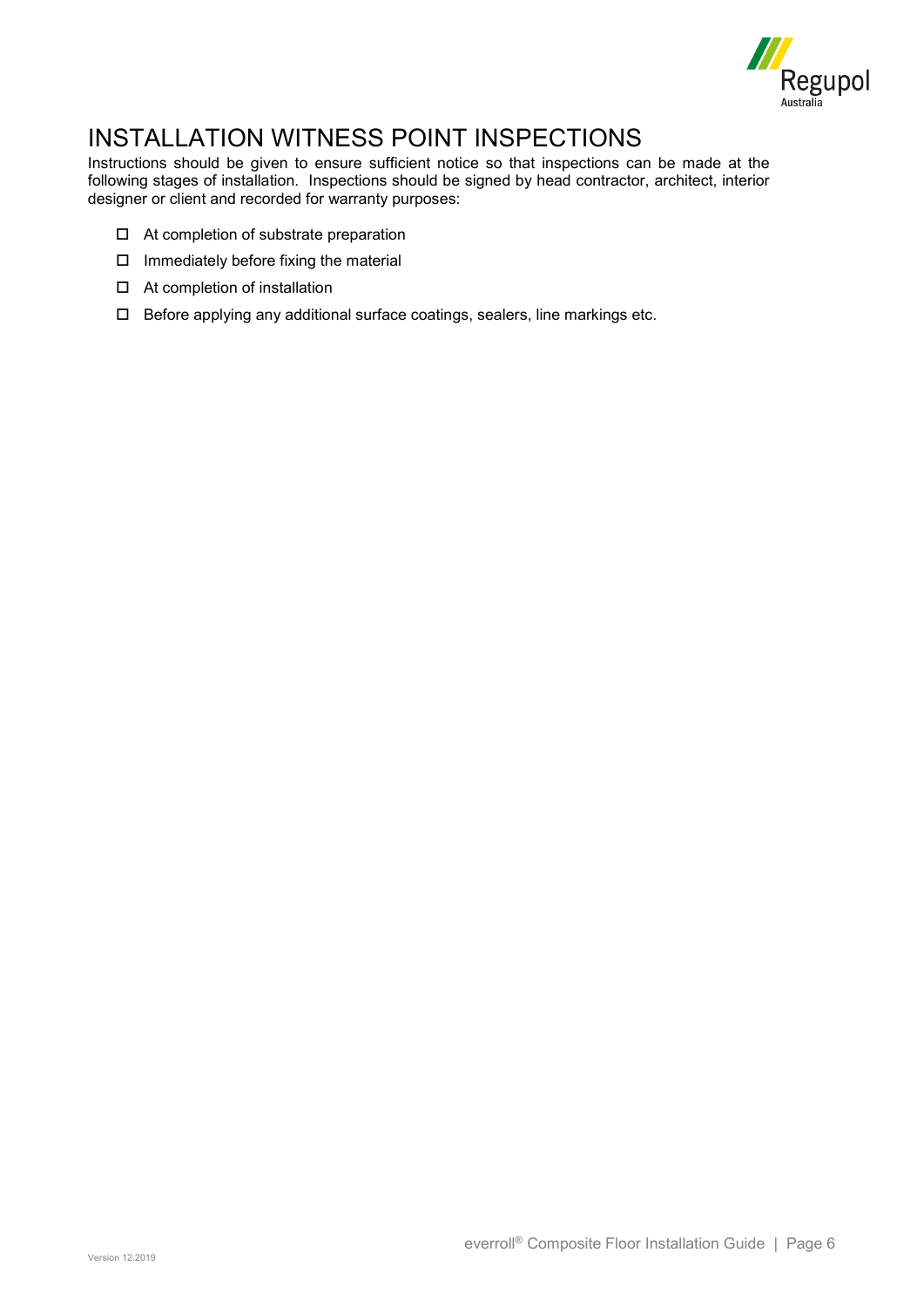# INSTALLATION WITNESS POINT INSPECTIONS

Instructions should be given to ensure sufficient notice so that inspections can be made at the following stages of installation. Inspections should be signed by head contractor, architect, interior designer or client and recorded for warranty purposes:

- ☐ At completion of substrate preparation
- ☐ Immediately before fixing the material
- ☐ At completion of installation
- ☐ Before applying any additional surface coatings, sealers, line markings etc.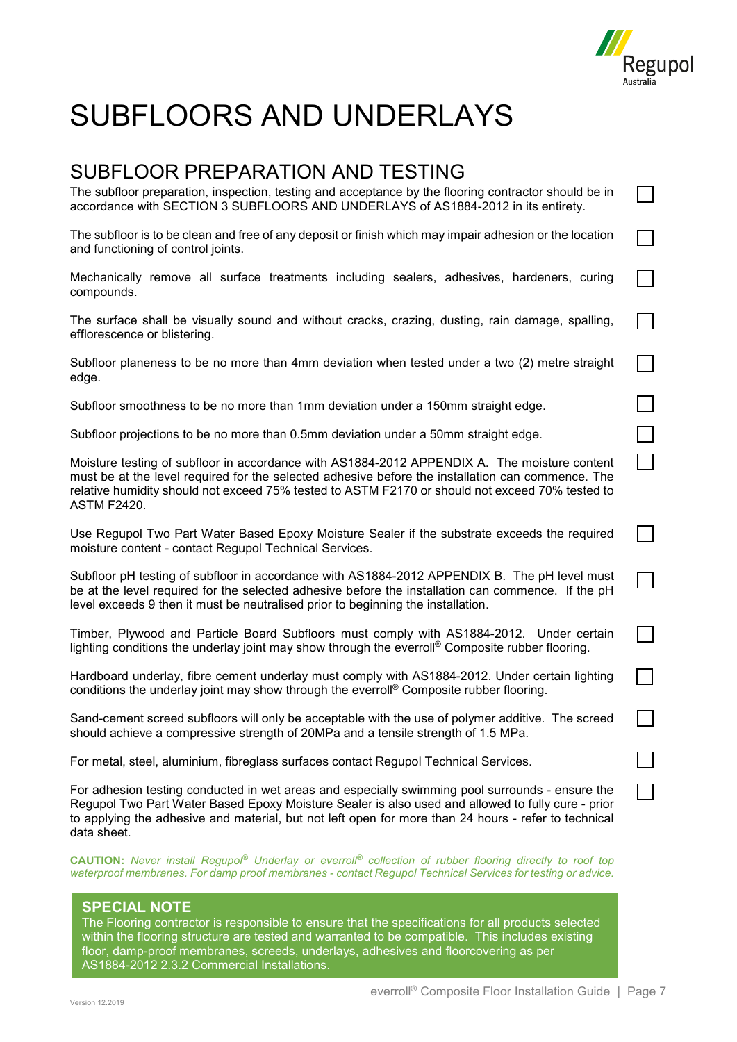# SUBFLOORS AND UNDERLAYS

## SUBFLOOR PREPARATION AND TESTING

- [ ] The subfloor preparation, inspection, testing and acceptance by the flooring contractor should be in accordance with SECTION 3 SUBFLOORS AND UNDERLAYS of AS1884-2012 in its entirety.

- [ ] The subfloor is to be clean and free of any deposit or finish which may impair adhesion or the location and functioning of control joints.

- [ ] Mechanically remove all surface treatments including sealers, adhesives, hardeners, curing compounds.

- [ ] The surface shall be visually sound and without cracks, crazing, dusting, rain damage, spalling, efflorescence or blistering.

- [ ] Subfloor planeness to be no more than 4mm deviation when tested under a two (2) metre straight edge.

- [ ] Subfloor smoothness to be no more than 1mm deviation under a 150mm straight edge.

- [ ] Subfloor projections to be no more than 0.5mm deviation under a 50mm straight edge.

- [ ] Moisture testing of subfloor in accordance with AS1884-2012 APPENDIX A. The moisture content must be at the level required for the selected adhesive before the installation can commence. The relative humidity should not exceed 75% tested to ASTM F2170 or should not exceed 70% tested to ASTM F2420.

- [ ] Use Regupol Two Part Water Based Epoxy Moisture Sealer if the substrate exceeds the required moisture content - contact Regupol Technical Services.

- [ ] Subfloor pH testing of subfloor in accordance with AS1884-2012 APPENDIX B. The pH level must be at the level required for the selected adhesive before the installation can commence. If the pH level exceeds 9 then it must be neutralised prior to beginning the installation.

- [ ] Timber, Plywood and Particle Board Subfloors must comply with AS1884-2012. Under certain lighting conditions the underlay joint may show through the everroll® Composite rubber flooring.

- [ ] Hardboard underlay, fibre cement underlay must comply with AS1884-2012. Under certain lighting conditions the underlay joint may show through the everroll® Composite rubber flooring.

- [ ] Sand-cement screed subfloors will only be acceptable with the use of polymer additive. The screed should achieve a compressive strength of 20MPa and a tensile strength of 1.5 MPa.

- [ ] For metal, steel, aluminium, fibreglass surfaces contact Regupol Technical Services.

- [ ] For adhesion testing conducted in wet areas and especially swimming pool surrounds - ensure the Regupol Two Part Water Based Epoxy Moisture Sealer is also used and allowed to fully cure - prior to applying the adhesive and material, but not left open for more than 24 hours - refer to technical data sheet.

**CAUTION:** *Never install Regupol® Underlay or everroll® collection of rubber flooring directly to roof top waterproof membranes. For damp proof membranes - contact Regupol Technical Services for testing or advice.*

### SPECIAL NOTE

The Flooring contractor is responsible to ensure that the specifications for all products selected within the flooring structure are tested and warranted to be compatible. This includes existing floor, damp-proof membranes, screeds, underlays, adhesives and floorcovering as per AS1884-2012 2.3.2 Commercial Installations.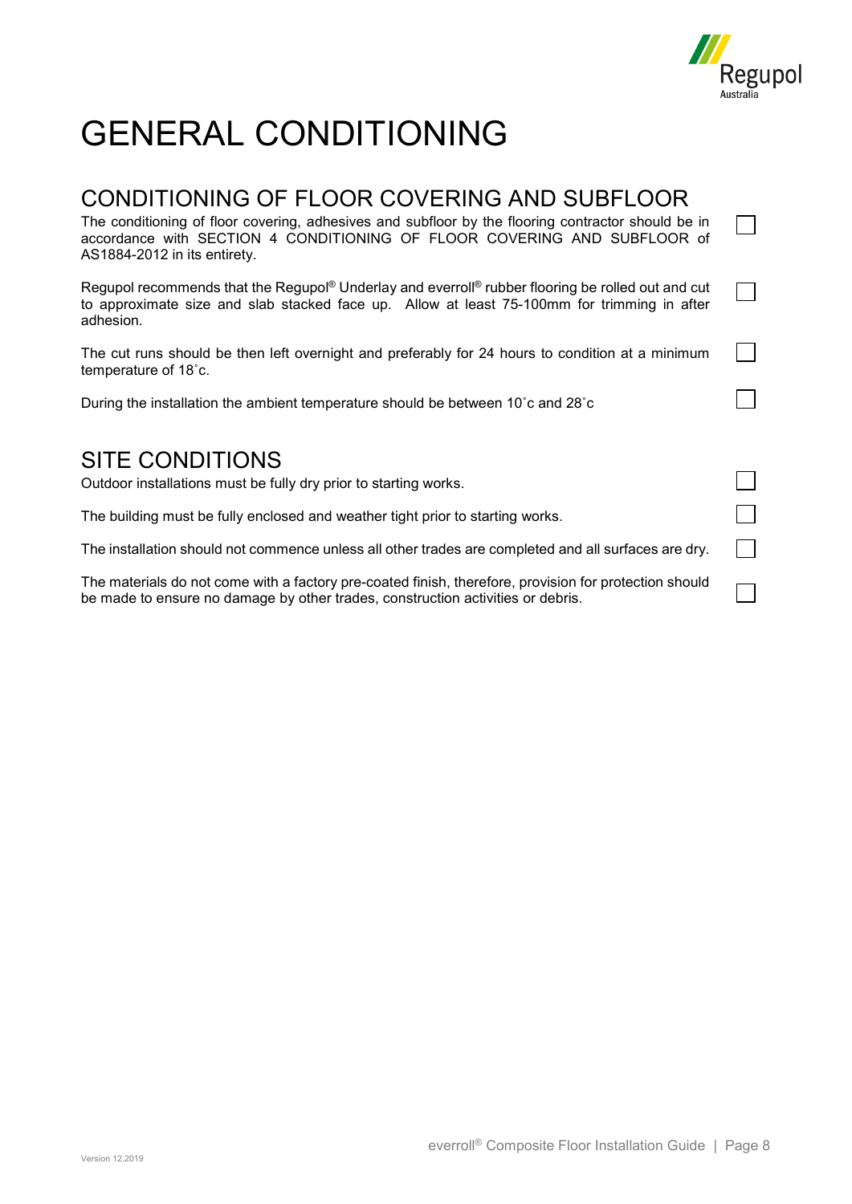# GENERAL CONDITIONING

## CONDITIONING OF FLOOR COVERING AND SUBFLOOR

- [ ] The conditioning of floor covering, adhesives and subfloor by the flooring contractor should be in accordance with SECTION 4 CONDITIONING OF FLOOR COVERING AND SUBFLOOR of AS1884-2012 in its entirety.
- [ ] Regupol recommends that the Regupol® Underlay and everroll® rubber flooring be rolled out and cut to approximate size and slab stacked face up. Allow at least 75-100mm for trimming in after adhesion.
- [ ] The cut runs should be then left overnight and preferably for 24 hours to condition at a minimum temperature of 18˚c.
- [ ] During the installation the ambient temperature should be between 10˚c and 28˚c

## SITE CONDITIONS

- [ ] Outdoor installations must be fully dry prior to starting works.
- [ ] The building must be fully enclosed and weather tight prior to starting works.
- [ ] The installation should not commence unless all other trades are completed and all surfaces are dry.
- [ ] The materials do not come with a factory pre-coated finish, therefore, provision for protection should be made to ensure no damage by other trades, construction activities or debris.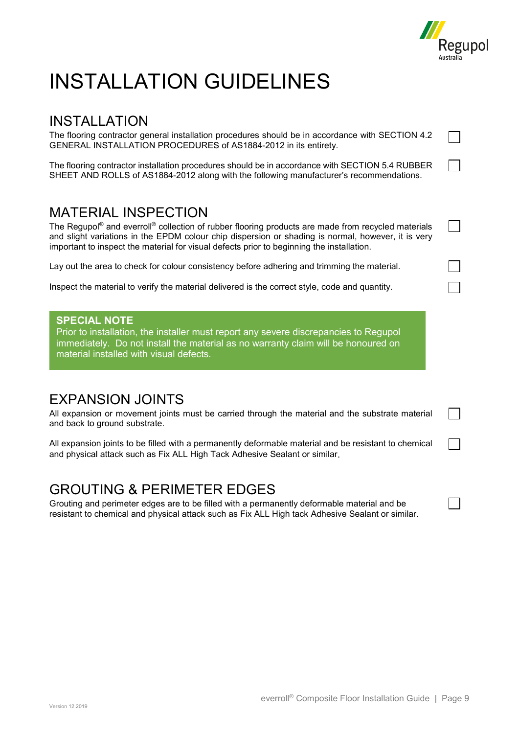# INSTALLATION GUIDELINES

## INSTALLATION

The flooring contractor general installation procedures should be in accordance with SECTION 4.2 GENERAL INSTALLATION PROCEDURES of AS1884-2012 in its entirety. ☐

The flooring contractor installation procedures should be in accordance with SECTION 5.4 RUBBER SHEET AND ROLLS of AS1884-2012 along with the following manufacturer's recommendations. ☐

## MATERIAL INSPECTION

The Regupol® and everroll® collection of rubber flooring products are made from recycled materials and slight variations in the EPDM colour chip dispersion or shading is normal, however, it is very important to inspect the material for visual defects prior to beginning the installation. ☐

Lay out the area to check for colour consistency before adhering and trimming the material. ☐

Inspect the material to verify the material delivered is the correct style, code and quantity. ☐

> **SPECIAL NOTE**
> Prior to installation, the installer must report any severe discrepancies to Regupol immediately. Do not install the material as no warranty claim will be honoured on material installed with visual defects.

## EXPANSION JOINTS

All expansion or movement joints must be carried through the material and the substrate material and back to ground substrate. ☐

All expansion joints to be filled with a permanently deformable material and be resistant to chemical and physical attack such as Fix ALL High Tack Adhesive Sealant or similar. ☐

## GROUTING & PERIMETER EDGES

Grouting and perimeter edges are to be filled with a permanently deformable material and be resistant to chemical and physical attack such as Fix ALL High tack Adhesive Sealant or similar. ☐

Version 12.2019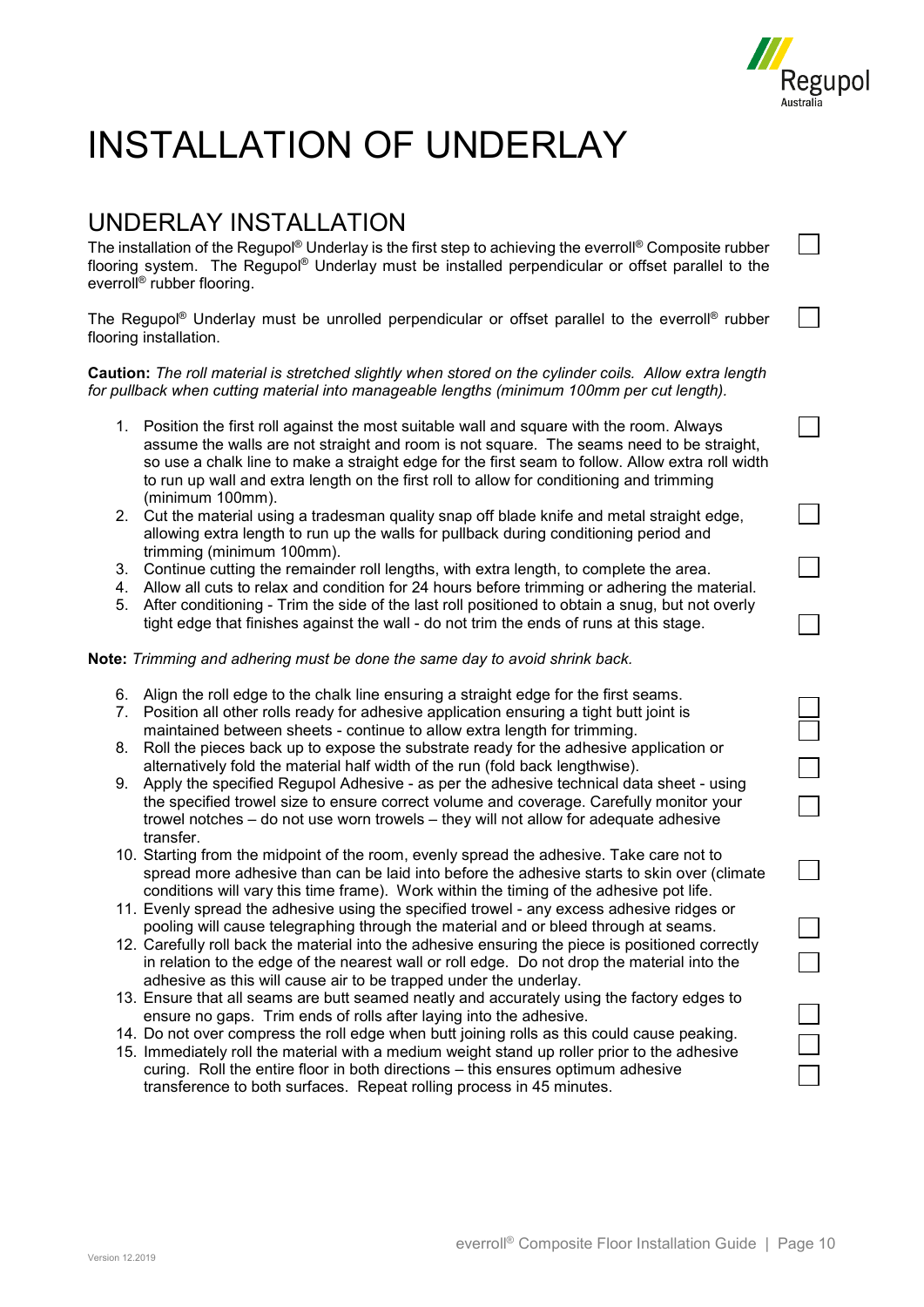# INSTALLATION OF UNDERLAY

## UNDERLAY INSTALLATION

The installation of the Regupol® Underlay is the first step to achieving the everroll® Composite rubber flooring system. The Regupol® Underlay must be installed perpendicular or offset parallel to the everroll® rubber flooring.

The Regupol® Underlay must be unrolled perpendicular or offset parallel to the everroll® rubber flooring installation.

**Caution:** *The roll material is stretched slightly when stored on the cylinder coils. Allow extra length for pullback when cutting material into manageable lengths (minimum 100mm per cut length).*

1. Position the first roll against the most suitable wall and square with the room. Always assume the walls are not straight and room is not square. The seams need to be straight, so use a chalk line to make a straight edge for the first seam to follow. Allow extra roll width to run up wall and extra length on the first roll to allow for conditioning and trimming (minimum 100mm).
2. Cut the material using a tradesman quality snap off blade knife and metal straight edge, allowing extra length to run up the walls for pullback during conditioning period and trimming (minimum 100mm).
3. Continue cutting the remainder roll lengths, with extra length, to complete the area.
4. Allow all cuts to relax and condition for 24 hours before trimming or adhering the material.
5. After conditioning - Trim the side of the last roll positioned to obtain a snug, but not overly tight edge that finishes against the wall - do not trim the ends of runs at this stage.

**Note:** *Trimming and adhering must be done the same day to avoid shrink back.*

6. Align the roll edge to the chalk line ensuring a straight edge for the first seams.
7. Position all other rolls ready for adhesive application ensuring a tight butt joint is maintained between sheets - continue to allow extra length for trimming.
8. Roll the pieces back up to expose the substrate ready for the adhesive application or alternatively fold the material half width of the run (fold back lengthwise).
9. Apply the specified Regupol Adhesive - as per the adhesive technical data sheet - using the specified trowel size to ensure correct volume and coverage. Carefully monitor your trowel notches – do not use worn trowels – they will not allow for adequate adhesive transfer.
10. Starting from the midpoint of the room, evenly spread the adhesive. Take care not to spread more adhesive than can be laid into before the adhesive starts to skin over (climate conditions will vary this time frame). Work within the timing of the adhesive pot life.
11. Evenly spread the adhesive using the specified trowel - any excess adhesive ridges or pooling will cause telegraphing through the material and or bleed through at seams.
12. Carefully roll back the material into the adhesive ensuring the piece is positioned correctly in relation to the edge of the nearest wall or roll edge. Do not drop the material into the adhesive as this will cause air to be trapped under the underlay.
13. Ensure that all seams are butt seamed neatly and accurately using the factory edges to ensure no gaps. Trim ends of rolls after laying into the adhesive.
14. Do not over compress the roll edge when butt joining rolls as this could cause peaking.
15. Immediately roll the material with a medium weight stand up roller prior to the adhesive curing. Roll the entire floor in both directions – this ensures optimum adhesive transference to both surfaces. Repeat rolling process in 45 minutes.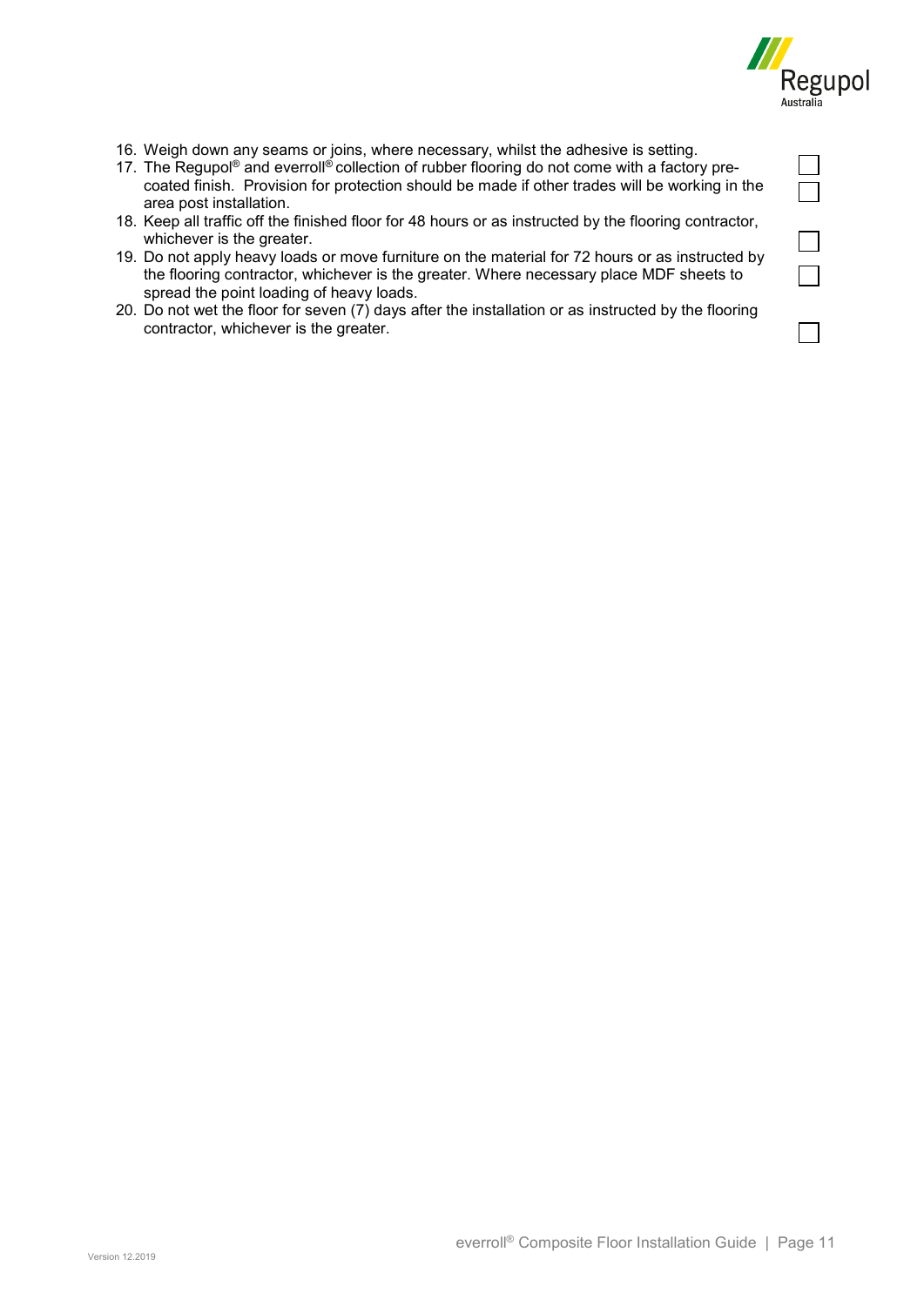16. Weigh down any seams or joins, where necessary, whilst the adhesive is setting. ☐
17. The Regupol® and everroll® collection of rubber flooring do not come with a factory pre-coated finish. Provision for protection should be made if other trades will be working in the area post installation. ☐
18. Keep all traffic off the finished floor for 48 hours or as instructed by the flooring contractor, whichever is the greater. ☐
19. Do not apply heavy loads or move furniture on the material for 72 hours or as instructed by the flooring contractor, whichever is the greater. Where necessary place MDF sheets to spread the point loading of heavy loads. ☐
20. Do not wet the floor for seven (7) days after the installation or as instructed by the flooring contractor, whichever is the greater. ☐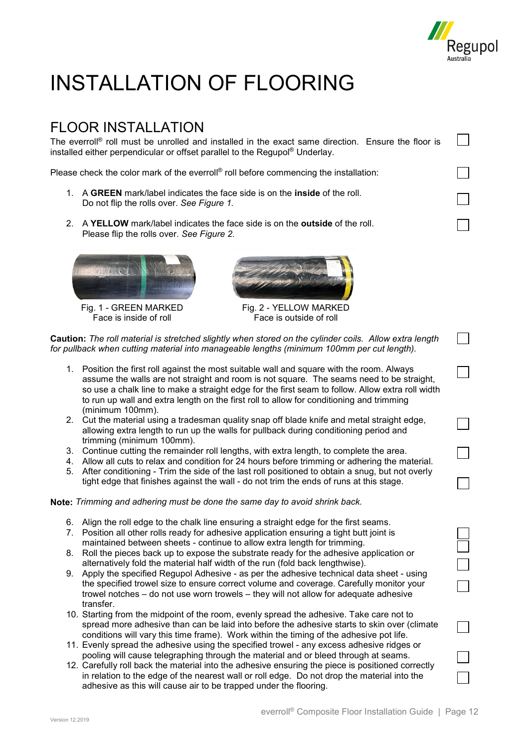# INSTALLATION OF FLOORING

## FLOOR INSTALLATION

The everroll® roll must be unrolled and installed in the exact same direction. Ensure the floor is installed either perpendicular or offset parallel to the Regupol® Underlay.

Please check the color mark of the everroll® roll before commencing the installation:

1. A **GREEN** mark/label indicates the face side is on the **inside** of the roll. Do not flip the rolls over. *See Figure 1.*
2. A **YELLOW** mark/label indicates the face side is on the **outside** of the roll. Please flip the rolls over. *See Figure 2.*

Fig. 1 - GREEN MARKED
Face is inside of roll

Fig. 2 - YELLOW MARKED
Face is outside of roll

**Caution:** *The roll material is stretched slightly when stored on the cylinder coils. Allow extra length for pullback when cutting material into manageable lengths (minimum 100mm per cut length).*

1. Position the first roll against the most suitable wall and square with the room. Always assume the walls are not straight and room is not square. The seams need to be straight, so use a chalk line to make a straight edge for the first seam to follow. Allow extra roll width to run up wall and extra length on the first roll to allow for conditioning and trimming (minimum 100mm).
2. Cut the material using a tradesman quality snap off blade knife and metal straight edge, allowing extra length to run up the walls for pullback during conditioning period and trimming (minimum 100mm).
3. Continue cutting the remainder roll lengths, with extra length, to complete the area.
4. Allow all cuts to relax and condition for 24 hours before trimming or adhering the material.
5. After conditioning - Trim the side of the last roll positioned to obtain a snug, but not overly tight edge that finishes against the wall - do not trim the ends of runs at this stage.

**Note:** *Trimming and adhering must be done the same day to avoid shrink back.*

6. Align the roll edge to the chalk line ensuring a straight edge for the first seams.
7. Position all other rolls ready for adhesive application ensuring a tight butt joint is maintained between sheets - continue to allow extra length for trimming.
8. Roll the pieces back up to expose the substrate ready for the adhesive application or alternatively fold the material half width of the run (fold back lengthwise).
9. Apply the specified Regupol Adhesive - as per the adhesive technical data sheet - using the specified trowel size to ensure correct volume and coverage. Carefully monitor your trowel notches – do not use worn trowels – they will not allow for adequate adhesive transfer.
10. Starting from the midpoint of the room, evenly spread the adhesive. Take care not to spread more adhesive than can be laid into before the adhesive starts to skin over (climate conditions will vary this time frame). Work within the timing of the adhesive pot life.
11. Evenly spread the adhesive using the specified trowel - any excess adhesive ridges or pooling will cause telegraphing through the material and or bleed through at seams.
12. Carefully roll back the material into the adhesive ensuring the piece is positioned correctly in relation to the edge of the nearest wall or roll edge. Do not drop the material into the adhesive as this will cause air to be trapped under the flooring.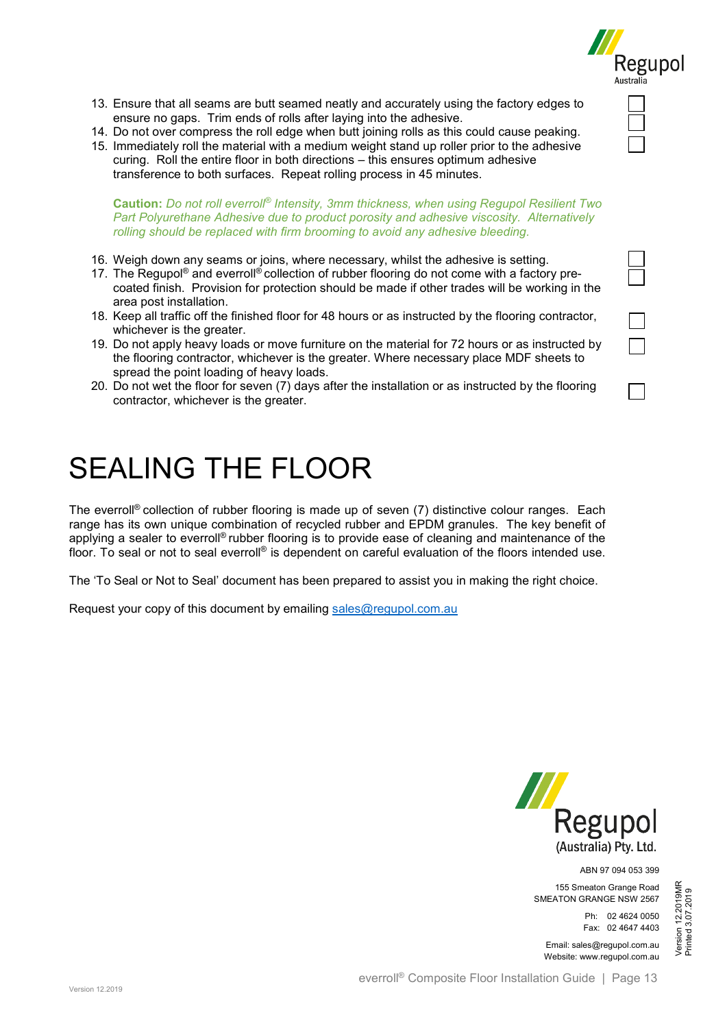13. Ensure that all seams are butt seamed neatly and accurately using the factory edges to ensure no gaps. Trim ends of rolls after laying into the adhesive.
14. Do not over compress the roll edge when butt joining rolls as this could cause peaking.
15. Immediately roll the material with a medium weight stand up roller prior to the adhesive curing. Roll the entire floor in both directions – this ensures optimum adhesive transference to both surfaces. Repeat rolling process in 45 minutes.

    **Caution:** *Do not roll everroll® Intensity, 3mm thickness, when using Regupol Resilient Two Part Polyurethane Adhesive due to product porosity and adhesive viscosity. Alternatively rolling should be replaced with firm brooming to avoid any adhesive bleeding.*

16. Weigh down any seams or joins, where necessary, whilst the adhesive is setting.
17. The Regupol® and everroll® collection of rubber flooring do not come with a factory pre-coated finish. Provision for protection should be made if other trades will be working in the area post installation.
18. Keep all traffic off the finished floor for 48 hours or as instructed by the flooring contractor, whichever is the greater.
19. Do not apply heavy loads or move furniture on the material for 72 hours or as instructed by the flooring contractor, whichever is the greater. Where necessary place MDF sheets to spread the point loading of heavy loads.
20. Do not wet the floor for seven (7) days after the installation or as instructed by the flooring contractor, whichever is the greater.

# SEALING THE FLOOR

The everroll® collection of rubber flooring is made up of seven (7) distinctive colour ranges. Each range has its own unique combination of recycled rubber and EPDM granules. The key benefit of applying a sealer to everroll® rubber flooring is to provide ease of cleaning and maintenance of the floor. To seal or not to seal everroll® is dependent on careful evaluation of the floors intended use.

The 'To Seal or Not to Seal' document has been prepared to assist you in making the right choice.

Request your copy of this document by emailing sales@regupol.com.au

Regupol (Australia) Pty. Ltd.

ABN 97 094 053 399

155 Smeaton Grange Road
SMEATON GRANGE NSW 2567

Ph: 02 4624 0050
Fax: 02 4647 4403

Email: sales@regupol.com.au
Website: www.regupol.com.au

Version 12.2019MR
Printed 3.07.2019